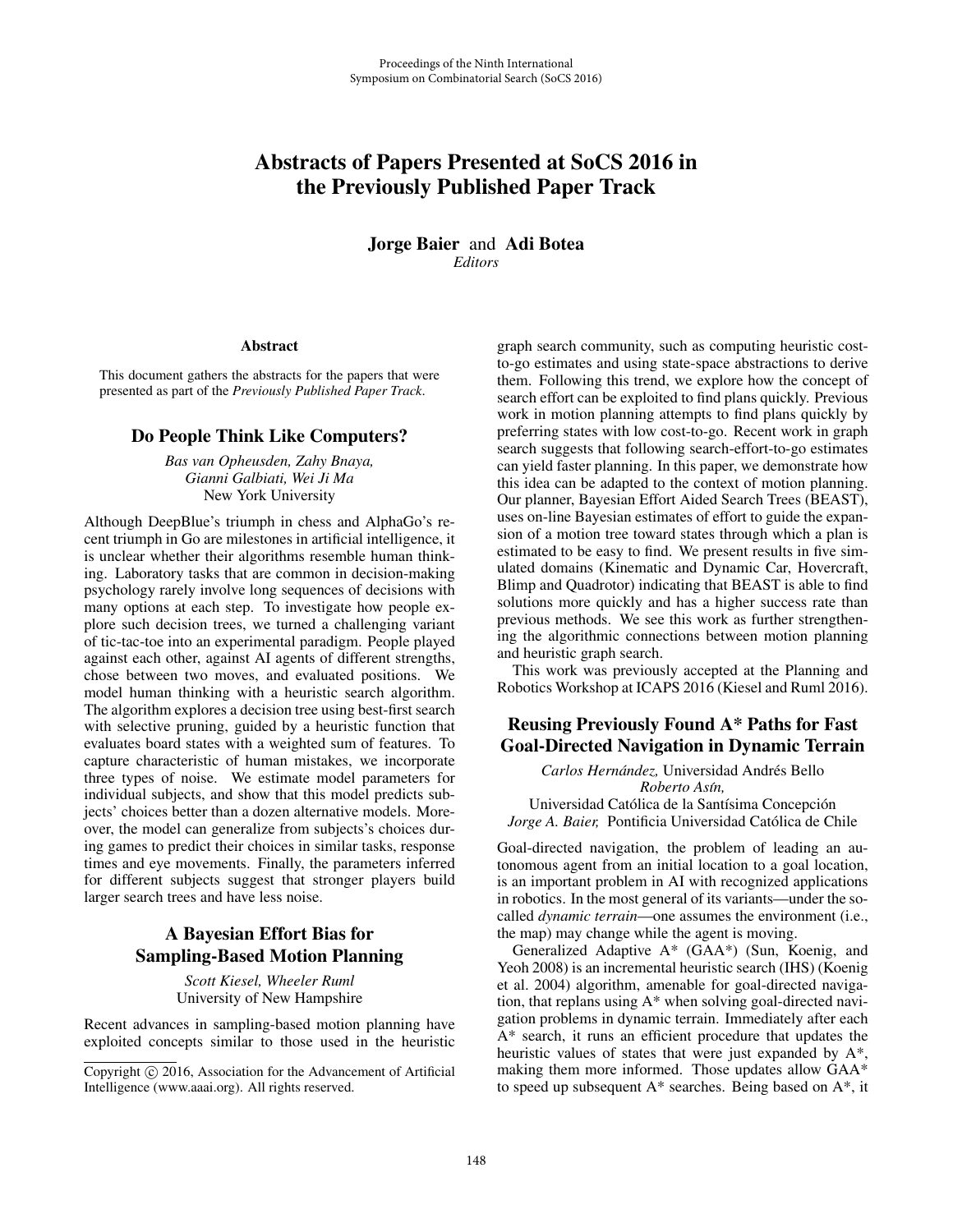# Abstracts of Papers Presented at SoCS 2016 in the Previously Published Paper Track

**Jorge Baier** and **Adi Botea**
*Editors*

### Abstract

This document gathers the abstracts for the papers that were presented as part of the *Previously Published Paper Track*.

## Do People Think Like Computers?

*Bas van Opheusden, Zahy Bnaya, Gianni Galbiati, Wei Ji Ma*
New York University

Although DeepBlue's triumph in chess and AlphaGo's recent triumph in Go are milestones in artificial intelligence, it is unclear whether their algorithms resemble human thinking. Laboratory tasks that are common in decision-making psychology rarely involve long sequences of decisions with many options at each step. To investigate how people explore such decision trees, we turned a challenging variant of tic-tac-toe into an experimental paradigm. People played against each other, against AI agents of different strengths, chose between two moves, and evaluated positions. We model human thinking with a heuristic search algorithm. The algorithm explores a decision tree using best-first search with selective pruning, guided by a heuristic function that evaluates board states with a weighted sum of features. To capture characteristic of human mistakes, we incorporate three types of noise. We estimate model parameters for individual subjects, and show that this model predicts subjects' choices better than a dozen alternative models. Moreover, the model can generalize from subjects's choices during games to predict their choices in similar tasks, response times and eye movements. Finally, the parameters inferred for different subjects suggest that stronger players build larger search trees and have less noise.

## A Bayesian Effort Bias for Sampling-Based Motion Planning

*Scott Kiesel, Wheeler Ruml*
University of New Hampshire

Recent advances in sampling-based motion planning have exploited concepts similar to those used in the heuristic graph search community, such as computing heuristic cost-to-go estimates and using state-space abstractions to derive them. Following this trend, we explore how the concept of search effort can be exploited to find plans quickly. Previous work in motion planning attempts to find plans quickly by preferring states with low cost-to-go. Recent work in graph search suggests that following search-effort-to-go estimates can yield faster planning. In this paper, we demonstrate how this idea can be adapted to the context of motion planning. Our planner, Bayesian Effort Aided Search Trees (BEAST), uses on-line Bayesian estimates of effort to guide the expansion of a motion tree toward states through which a plan is estimated to be easy to find. We present results in five simulated domains (Kinematic and Dynamic Car, Hovercraft, Blimp and Quadrotor) indicating that BEAST is able to find solutions more quickly and has a higher success rate than previous methods. We see this work as further strengthening the algorithmic connections between motion planning and heuristic graph search.

This work was previously accepted at the Planning and Robotics Workshop at ICAPS 2016 (Kiesel and Ruml 2016).

## Reusing Previously Found A* Paths for Fast Goal-Directed Navigation in Dynamic Terrain

*Carlos Hernández,* Universidad Andrés Bello
*Roberto Asín,*
Universidad Católica de la Santísima Concepción
*Jorge A. Baier,* Pontificia Universidad Católica de Chile

Goal-directed navigation, the problem of leading an autonomous agent from an initial location to a goal location, is an important problem in AI with recognized applications in robotics. In the most general of its variants—under the so-called *dynamic terrain*—one assumes the environment (i.e., the map) may change while the agent is moving.

Generalized Adaptive A* (GAA*) (Sun, Koenig, and Yeoh 2008) is an incremental heuristic search (IHS) (Koenig et al. 2004) algorithm, amenable for goal-directed navigation, that replans using A* when solving goal-directed navigation problems in dynamic terrain. Immediately after each A* search, it runs an efficient procedure that updates the heuristic values of states that were just expanded by A*, making them more informed. Those updates allow GAA* to speed up subsequent A* searches. Being based on A*, it

Copyright © 2016, Association for the Advancement of Artificial Intelligence (www.aaai.org). All rights reserved.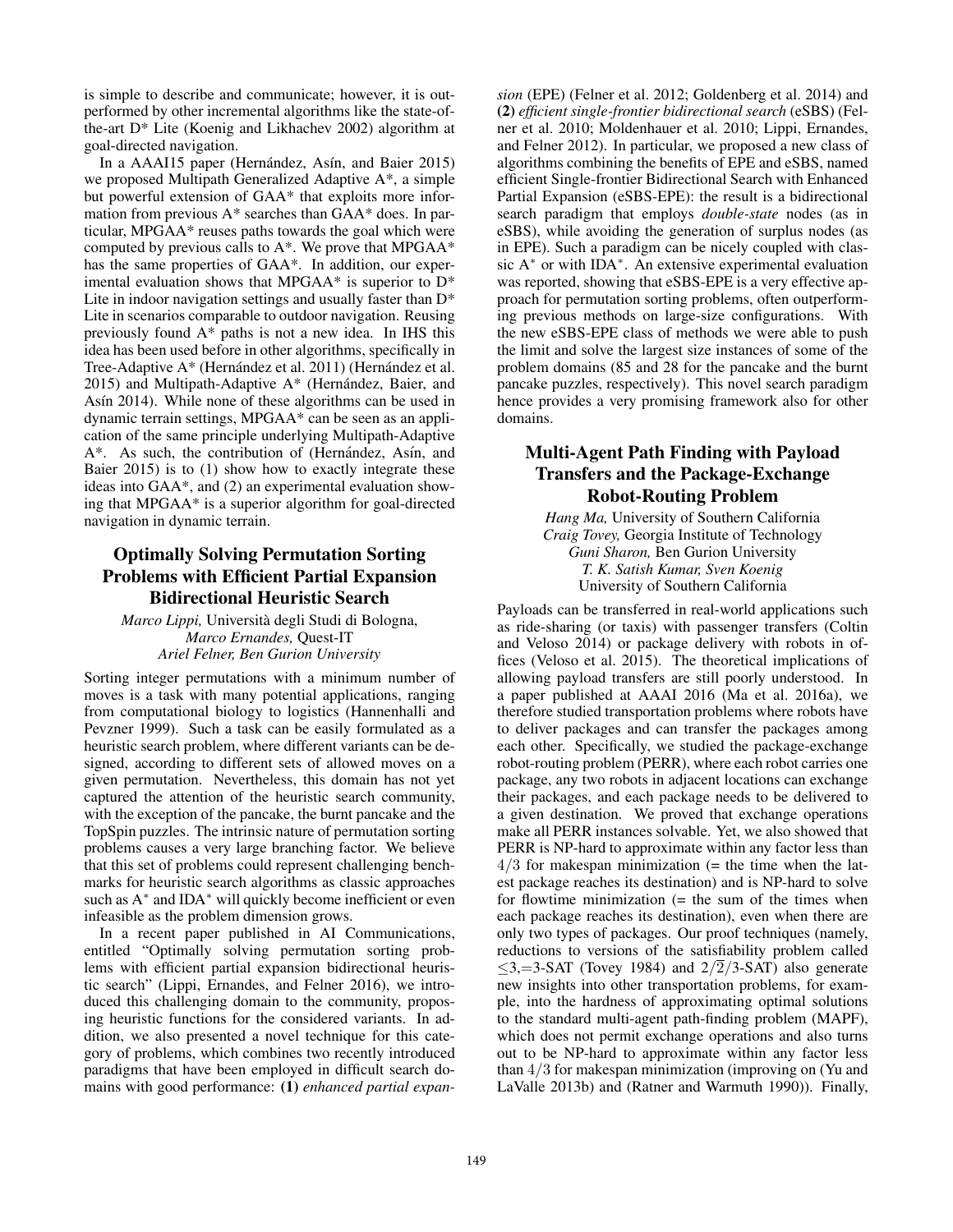is simple to describe and communicate; however, it is outperformed by other incremental algorithms like the state-of-the-art D* Lite (Koenig and Likhachev 2002) algorithm at goal-directed navigation.

In a AAAI15 paper (Hernández, Asín, and Baier 2015) we proposed Multipath Generalized Adaptive A*, a simple but powerful extension of GAA* that exploits more information from previous A* searches than GAA* does. In particular, MPGAA* reuses paths towards the goal which were computed by previous calls to A*. We prove that MPGAA* has the same properties of GAA*. In addition, our experimental evaluation shows that MPGAA* is superior to D* Lite in indoor navigation settings and usually faster than D* Lite in scenarios comparable to outdoor navigation. Reusing previously found A* paths is not a new idea. In IHS this idea has been used before in other algorithms, specifically in Tree-Adaptive A* (Hernández et al. 2011) (Hernández et al. 2015) and Multipath-Adaptive A* (Hernández, Baier, and Asín 2014). While none of these algorithms can be used in dynamic terrain settings, MPGAA* can be seen as an application of the same principle underlying Multipath-Adaptive A*. As such, the contribution of (Hernández, Asín, and Baier 2015) is to (1) show how to exactly integrate these ideas into GAA*, and (2) an experimental evaluation showing that MPGAA* is a superior algorithm for goal-directed navigation in dynamic terrain.

## Optimally Solving Permutation Sorting Problems with Efficient Partial Expansion Bidirectional Heuristic Search

*Marco Lippi,* Università degli Studi di Bologna,
*Marco Ernandes,* Quest-IT
*Ariel Felner, Ben Gurion University*

Sorting integer permutations with a minimum number of moves is a task with many potential applications, ranging from computational biology to logistics (Hannenhalli and Pevzner 1999). Such a task can be easily formulated as a heuristic search problem, where different variants can be designed, according to different sets of allowed moves on a given permutation. Nevertheless, this domain has not yet captured the attention of the heuristic search community, with the exception of the pancake, the burnt pancake and the TopSpin puzzles. The intrinsic nature of permutation sorting problems causes a very large branching factor. We believe that this set of problems could represent challenging benchmarks for heuristic search algorithms as classic approaches such as A$^*$ and IDA$^*$ will quickly become inefficient or even infeasible as the problem dimension grows.

In a recent paper published in AI Communications, entitled "Optimally solving permutation sorting problems with efficient partial expansion bidirectional heuristic search" (Lippi, Ernandes, and Felner 2016), we introduced this challenging domain to the community, proposing heuristic functions for the considered variants. In addition, we also presented a novel technique for this category of problems, which combines two recently introduced paradigms that have been employed in difficult search domains with good performance: **(1)** *enhanced partial expansion* (EPE) (Felner et al. 2012; Goldenberg et al. 2014) and **(2)** *efficient single-frontier bidirectional search* (eSBS) (Felner et al. 2010; Moldenhauer et al. 2010; Lippi, Ernandes, and Felner 2012). In particular, we proposed a new class of algorithms combining the benefits of EPE and eSBS, named efficient Single-frontier Bidirectional Search with Enhanced Partial Expansion (eSBS-EPE): the result is a bidirectional search paradigm that employs *double-state* nodes (as in eSBS), while avoiding the generation of surplus nodes (as in EPE). Such a paradigm can be nicely coupled with classic A$^*$ or with IDA$^*$. An extensive experimental evaluation was reported, showing that eSBS-EPE is a very effective approach for permutation sorting problems, often outperforming previous methods on large-size configurations. With the new eSBS-EPE class of methods we were able to push the limit and solve the largest size instances of some of the problem domains (85 and 28 for the pancake and the burnt pancake puzzles, respectively). This novel search paradigm hence provides a very promising framework also for other domains.

## Multi-Agent Path Finding with Payload Transfers and the Package-Exchange Robot-Routing Problem

*Hang Ma,* University of Southern California
*Craig Tovey,* Georgia Institute of Technology
*Guni Sharon,* Ben Gurion University
*T. K. Satish Kumar, Sven Koenig*
University of Southern California

Payloads can be transferred in real-world applications such as ride-sharing (or taxis) with passenger transfers (Coltin and Veloso 2014) or package delivery with robots in offices (Veloso et al. 2015). The theoretical implications of allowing payload transfers are still poorly understood. In a paper published at AAAI 2016 (Ma et al. 2016a), we therefore studied transportation problems where robots have to deliver packages and can transfer the packages among each other. Specifically, we studied the package-exchange robot-routing problem (PERR), where each robot carries one package, any two robots in adjacent locations can exchange their packages, and each package needs to be delivered to a given destination. We proved that exchange operations make all PERR instances solvable. Yet, we also showed that PERR is NP-hard to approximate within any factor less than $4/3$ for makespan minimization (= the time when the latest package reaches its destination) and is NP-hard to solve for flowtime minimization (= the sum of the times when each package reaches its destination), even when there are only two types of packages. Our proof techniques (namely, reductions to versions of the satisfiability problem called $\leq$3,=3-SAT (Tovey 1984) and $2/\overline{2}/3$-SAT) also generate new insights into other transportation problems, for example, into the hardness of approximating optimal solutions to the standard multi-agent path-finding problem (MAPF), which does not permit exchange operations and also turns out to be NP-hard to approximate within any factor less than $4/3$ for makespan minimization (improving on (Yu and LaValle 2013b) and (Ratner and Warmuth 1990)). Finally,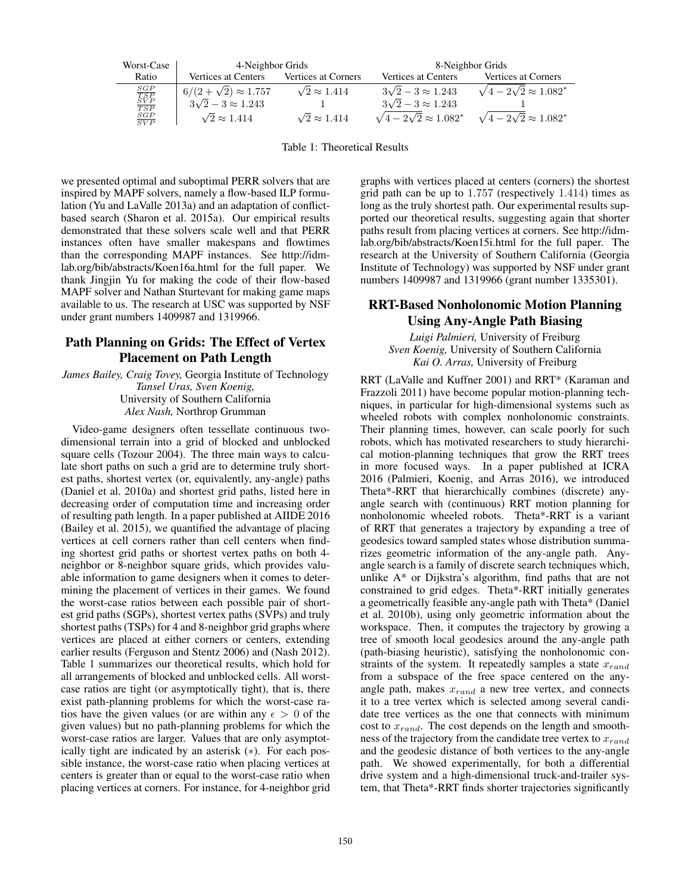| Worst-Case Ratio | 4-Neighbor Grids | | 8-Neighbor Grids | |
|---|---|---|---|---|
| | Vertices at Centers | Vertices at Corners | Vertices at Centers | Vertices at Corners |
| $\frac{SGP}{TSP}$ | $6/(2+\sqrt{2}) \approx 1.757$ | $\sqrt{2} \approx 1.414$ | $3\sqrt{2}-3 \approx 1.243$ | $\sqrt{4-2\sqrt{2}} \approx 1.082^{*}$ |
| $\frac{SVP}{TSP}$ | $3\sqrt{2}-3 \approx 1.243$ | $1$ | $3\sqrt{2}-3 \approx 1.243$ | $1$ |
| $\frac{SGP}{SVP}$ | $\sqrt{2} \approx 1.414$ | $\sqrt{2} \approx 1.414$ | $\sqrt{4-2\sqrt{2}} \approx 1.082^{*}$ | $\sqrt{4-2\sqrt{2}} \approx 1.082^{*}$ |

Table 1: Theoretical Results

we presented optimal and suboptimal PERR solvers that are inspired by MAPF solvers, namely a flow-based ILP formulation (Yu and LaValle 2013a) and an adaptation of conflict-based search (Sharon et al. 2015a). Our empirical results demonstrated that these solvers scale well and that PERR instances often have smaller makespans and flowtimes than the corresponding MAPF instances. See http://idm-lab.org/bib/abstracts/Koen16a.html for the full paper. We thank Jingjin Yu for making the code of their flow-based MAPF solver and Nathan Sturtevant for making game maps available to us. The research at USC was supported by NSF under grant numbers 1409987 and 1319966.

## Path Planning on Grids: The Effect of Vertex Placement on Path Length

*James Bailey, Craig Tovey,* Georgia Institute of Technology
*Tansel Uras, Sven Koenig,*
University of Southern California
*Alex Nash,* Northrop Grumman

Video-game designers often tessellate continuous two-dimensional terrain into a grid of blocked and unblocked square cells (Tozour 2004). The three main ways to calculate short paths on such a grid are to determine truly shortest paths, shortest vertex (or, equivalently, any-angle) paths (Daniel et al. 2010a) and shortest grid paths, listed here in decreasing order of computation time and increasing order of resulting path length. In a paper published at AIIDE 2016 (Bailey et al. 2015), we quantified the advantage of placing vertices at cell corners rather than cell centers when finding shortest grid paths or shortest vertex paths on both 4-neighbor or 8-neighbor square grids, which provides valuable information to game designers when it comes to determining the placement of vertices in their games. We found the worst-case ratios between each possible pair of shortest grid paths (SGPs), shortest vertex paths (SVPs) and truly shortest paths (TSPs) for 4 and 8-neighbor grid graphs where vertices are placed at either corners or centers, extending earlier results (Ferguson and Stentz 2006) and (Nash 2012). Table 1 summarizes our theoretical results, which hold for all arrangements of blocked and unblocked cells. All worst-case ratios are tight (or asymptotically tight), that is, there exist path-planning problems for which the worst-case ratios have the given values (or are within any $\epsilon > 0$ of the given values) but no path-planning problems for which the worst-case ratios are larger. Values that are only asymptotically tight are indicated by an asterisk ($*$). For each possible instance, the worst-case ratio when placing vertices at centers is greater than or equal to the worst-case ratio when placing vertices at corners. For instance, for 4-neighbor grid graphs with vertices placed at centers (corners) the shortest grid path can be up to $1.757$ (respectively $1.414$) times as long as the truly shortest path. Our experimental results supported our theoretical results, suggesting again that shorter paths result from placing vertices at corners. See http://idm-lab.org/bib/abstracts/Koen15i.html for the full paper. The research at the University of Southern California (Georgia Institute of Technology) was supported by NSF under grant numbers 1409987 and 1319966 (grant number 1335301).

## RRT-Based Nonholonomic Motion Planning Using Any-Angle Path Biasing

*Luigi Palmieri,* University of Freiburg
*Sven Koenig,* University of Southern California
*Kai O. Arras,* University of Freiburg

RRT (LaValle and Kuffner 2001) and RRT* (Karaman and Frazzoli 2011) have become popular motion-planning techniques, in particular for high-dimensional systems such as wheeled robots with complex nonholonomic constraints. Their planning times, however, can scale poorly for such robots, which has motivated researchers to study hierarchical motion-planning techniques that grow the RRT trees in more focused ways. In a paper published at ICRA 2016 (Palmieri, Koenig, and Arras 2016), we introduced Theta*-RRT that hierarchically combines (discrete) any-angle search with (continuous) RRT motion planning for nonholonomic wheeled robots. Theta*-RRT is a variant of RRT that generates a trajectory by expanding a tree of geodesics toward sampled states whose distribution summarizes geometric information of the any-angle path. Any-angle search is a family of discrete search techniques which, unlike A* or Dijkstra's algorithm, find paths that are not constrained to grid edges. Theta*-RRT initially generates a geometrically feasible any-angle path with Theta* (Daniel et al. 2010b), using only geometric information about the workspace. Then, it computes the trajectory by growing a tree of smooth local geodesics around the any-angle path (path-biasing heuristic), satisfying the nonholonomic constraints of the system. It repeatedly samples a state $x_{rand}$ from a subspace of the free space centered on the any-angle path, makes $x_{rand}$ a new tree vertex, and connects it to a tree vertex which is selected among several candidate tree vertices as the one that connects with minimum cost to $x_{rand}$. The cost depends on the length and smoothness of the trajectory from the candidate tree vertex to $x_{rand}$ and the geodesic distance of both vertices to the any-angle path. We showed experimentally, for both a differential drive system and a high-dimensional truck-and-trailer system, that Theta*-RRT finds shorter trajectories significantly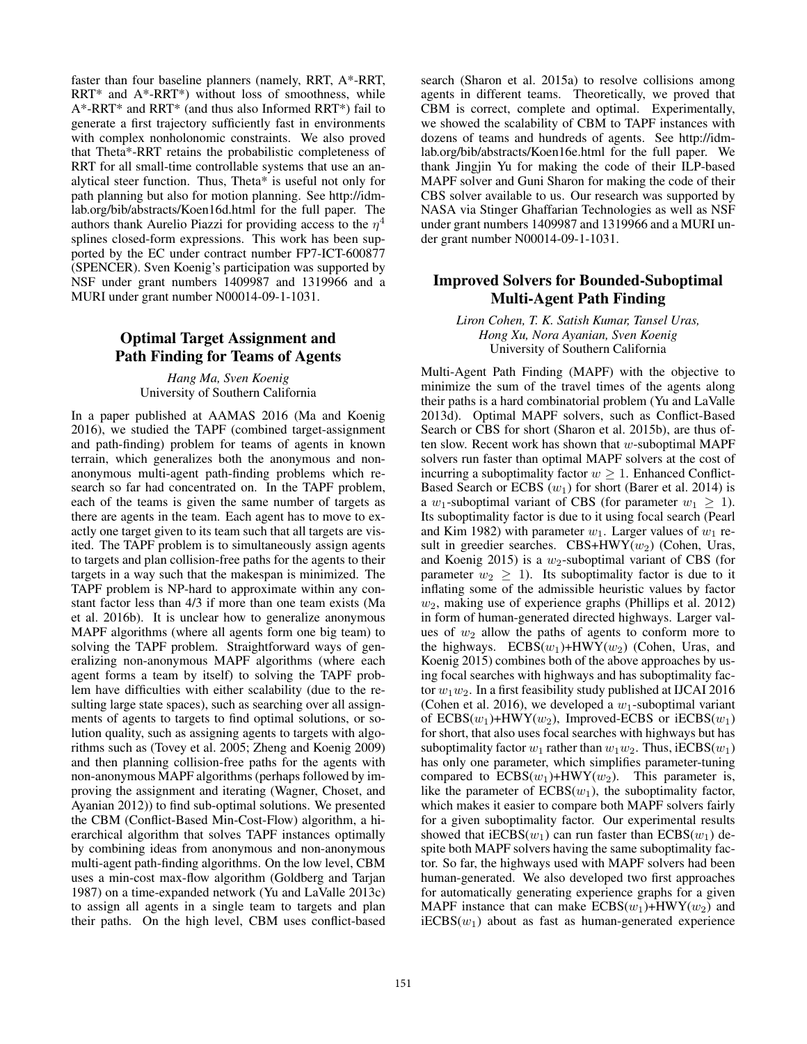faster than four baseline planners (namely, RRT, A*-RRT, RRT* and A*-RRT*) without loss of smoothness, while A*-RRT* and RRT* (and thus also Informed RRT*) fail to generate a first trajectory sufficiently fast in environments with complex nonholonomic constraints. We also proved that Theta*-RRT retains the probabilistic completeness of RRT for all small-time controllable systems that use an analytical steer function. Thus, Theta* is useful not only for path planning but also for motion planning. See http://idm-lab.org/bib/abstracts/Koen16d.html for the full paper. The authors thank Aurelio Piazzi for providing access to the $\eta^4$ splines closed-form expressions. This work has been supported by the EC under contract number FP7-ICT-600877 (SPENCER). Sven Koenig's participation was supported by NSF under grant numbers 1409987 and 1319966 and a MURI under grant number N00014-09-1-1031.

## Optimal Target Assignment and Path Finding for Teams of Agents

*Hang Ma, Sven Koenig*
University of Southern California

In a paper published at AAMAS 2016 (Ma and Koenig 2016), we studied the TAPF (combined target-assignment and path-finding) problem for teams of agents in known terrain, which generalizes both the anonymous and non-anonymous multi-agent path-finding problems which research so far had concentrated on. In the TAPF problem, each of the teams is given the same number of targets as there are agents in the team. Each agent has to move to exactly one target given to its team such that all targets are visited. The TAPF problem is to simultaneously assign agents to targets and plan collision-free paths for the agents to their targets in a way such that the makespan is minimized. The TAPF problem is NP-hard to approximate within any constant factor less than 4/3 if more than one team exists (Ma et al. 2016b). It is unclear how to generalize anonymous MAPF algorithms (where all agents form one big team) to solving the TAPF problem. Straightforward ways of generalizing non-anonymous MAPF algorithms (where each agent forms a team by itself) to solving the TAPF problem have difficulties with either scalability (due to the resulting large state spaces), such as searching over all assignments of agents to targets to find optimal solutions, or solution quality, such as assigning agents to targets with algorithms such as (Tovey et al. 2005; Zheng and Koenig 2009) and then planning collision-free paths for the agents with non-anonymous MAPF algorithms (perhaps followed by improving the assignment and iterating (Wagner, Choset, and Ayanian 2012)) to find sub-optimal solutions. We presented the CBM (Conflict-Based Min-Cost-Flow) algorithm, a hierarchical algorithm that solves TAPF instances optimally by combining ideas from anonymous and non-anonymous multi-agent path-finding algorithms. On the low level, CBM uses a min-cost max-flow algorithm (Goldberg and Tarjan 1987) on a time-expanded network (Yu and LaValle 2013c) to assign all agents in a single team to targets and plan their paths. On the high level, CBM uses conflict-based search (Sharon et al. 2015a) to resolve collisions among agents in different teams. Theoretically, we proved that CBM is correct, complete and optimal. Experimentally, we showed the scalability of CBM to TAPF instances with dozens of teams and hundreds of agents. See http://idm-lab.org/bib/abstracts/Koen16e.html for the full paper. We thank Jingjin Yu for making the code of their ILP-based MAPF solver and Guni Sharon for making the code of their CBS solver available to us. Our research was supported by NASA via Stinger Ghaffarian Technologies as well as NSF under grant numbers 1409987 and 1319966 and a MURI under grant number N00014-09-1-1031.

## Improved Solvers for Bounded-Suboptimal Multi-Agent Path Finding

*Liron Cohen, T. K. Satish Kumar, Tansel Uras, Hong Xu, Nora Ayanian, Sven Koenig*
University of Southern California

Multi-Agent Path Finding (MAPF) with the objective to minimize the sum of the travel times of the agents along their paths is a hard combinatorial problem (Yu and LaValle 2013d). Optimal MAPF solvers, such as Conflict-Based Search or CBS for short (Sharon et al. 2015b), are thus often slow. Recent work has shown that $w$-suboptimal MAPF solvers run faster than optimal MAPF solvers at the cost of incurring a suboptimality factor $w \geq 1$. Enhanced Conflict-Based Search or ECBS ($w_1$) for short (Barer et al. 2014) is a $w_1$-suboptimal variant of CBS (for parameter $w_1 \geq 1$). Its suboptimality factor is due to it using focal search (Pearl and Kim 1982) with parameter $w_1$. Larger values of $w_1$ result in greedier searches. CBS+HWY($w_2$) (Cohen, Uras, and Koenig 2015) is a $w_2$-suboptimal variant of CBS (for parameter $w_2 \geq 1$). Its suboptimality factor is due to it inflating some of the admissible heuristic values by factor $w_2$, making use of experience graphs (Phillips et al. 2012) in form of human-generated directed highways. Larger values of $w_2$ allow the paths of agents to conform more to the highways. ECBS($w_1$)+HWY($w_2$) (Cohen, Uras, and Koenig 2015) combines both of the above approaches by using focal searches with highways and has suboptimality factor $w_1 w_2$. In a first feasibility study published at IJCAI 2016 (Cohen et al. 2016), we developed a $w_1$-suboptimal variant of ECBS($w_1$)+HWY($w_2$), Improved-ECBS or iECBS($w_1$) for short, that also uses focal searches with highways but has suboptimality factor $w_1$ rather than $w_1 w_2$. Thus, iECBS($w_1$) has only one parameter, which simplifies parameter-tuning compared to ECBS($w_1$)+HWY($w_2$). This parameter is, like the parameter of ECBS($w_1$), the suboptimality factor, which makes it easier to compare both MAPF solvers fairly for a given suboptimality factor. Our experimental results showed that iECBS($w_1$) can run faster than ECBS($w_1$) despite both MAPF solvers having the same suboptimality factor. So far, the highways used with MAPF solvers had been human-generated. We also developed two first approaches for automatically generating experience graphs for a given MAPF instance that can make ECBS($w_1$)+HWY($w_2$) and iECBS($w_1$) about as fast as human-generated experience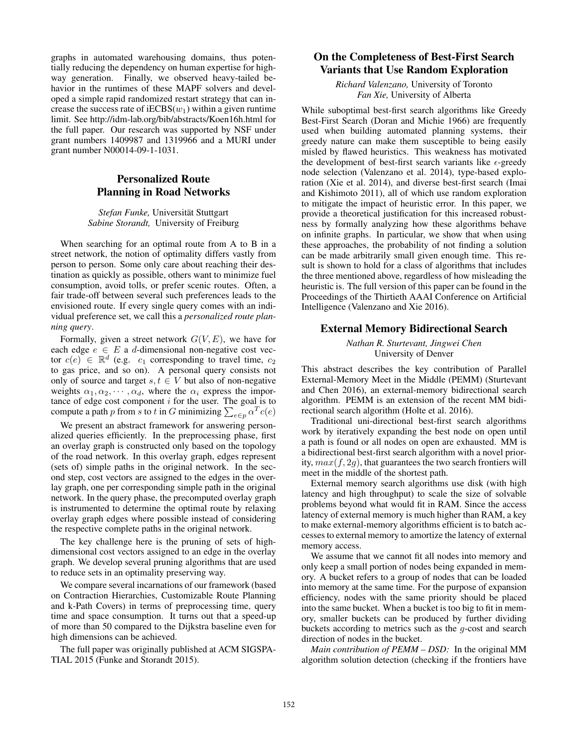graphs in automated warehousing domains, thus potentially reducing the dependency on human expertise for highway generation. Finally, we observed heavy-tailed behavior in the runtimes of these MAPF solvers and developed a simple rapid randomized restart strategy that can increase the success rate of iECBS($w_1$) within a given runtime limit. See http://idm-lab.org/bib/abstracts/Koen16h.html for the full paper. Our research was supported by NSF under grant numbers 1409987 and 1319966 and a MURI under grant number N00014-09-1-1031.

## Personalized Route Planning in Road Networks

*Stefan Funke,* Universität Stuttgart
*Sabine Storandt,* University of Freiburg

When searching for an optimal route from A to B in a street network, the notion of optimality differs vastly from person to person. Some only care about reaching their destination as quickly as possible, others want to minimize fuel consumption, avoid tolls, or prefer scenic routes. Often, a fair trade-off between several such preferences leads to the envisioned route. If every single query comes with an individual preference set, we call this a *personalized route planning query*.

Formally, given a street network $G(V, E)$, we have for each edge $e \in E$ a $d$-dimensional non-negative cost vector $c(e) \in \mathbb{R}^d$ (e.g. $c_1$ corresponding to travel time, $c_2$ to gas price, and so on). A personal query consists not only of source and target $s, t \in V$ but also of non-negative weights $\alpha_1, \alpha_2, \cdots, \alpha_d$, where the $\alpha_i$ express the importance of edge cost component $i$ for the user. The goal is to compute a path $p$ from $s$ to $t$ in $G$ minimizing $\sum_{e \in p} \alpha^T c(e)$

We present an abstract framework for answering personalized queries efficiently. In the preprocessing phase, first an overlay graph is constructed only based on the topology of the road network. In this overlay graph, edges represent (sets of) simple paths in the original network. In the second step, cost vectors are assigned to the edges in the overlay graph, one per corresponding simple path in the original network. In the query phase, the precomputed overlay graph is instrumented to determine the optimal route by relaxing overlay graph edges where possible instead of considering the respective complete paths in the original network.

The key challenge here is the pruning of sets of high-dimensional cost vectors assigned to an edge in the overlay graph. We develop several pruning algorithms that are used to reduce sets in an optimality preserving way.

We compare several incarnations of our framework (based on Contraction Hierarchies, Customizable Route Planning and k-Path Covers) in terms of preprocessing time, query time and space consumption. It turns out that a speed-up of more than 50 compared to the Dijkstra baseline even for high dimensions can be achieved.

The full paper was originally published at ACM SIGSPATIAL 2015 (Funke and Storandt 2015).

## On the Completeness of Best-First Search Variants that Use Random Exploration

*Richard Valenzano,* University of Toronto
*Fan Xie,* University of Alberta

While suboptimal best-first search algorithms like Greedy Best-First Search (Doran and Michie 1966) are frequently used when building automated planning systems, their greedy nature can make them susceptible to being easily misled by flawed heuristics. This weakness has motivated the development of best-first search variants like $\epsilon$-greedy node selection (Valenzano et al. 2014), type-based exploration (Xie et al. 2014), and diverse best-first search (Imai and Kishimoto 2011), all of which use random exploration to mitigate the impact of heuristic error. In this paper, we provide a theoretical justification for this increased robustness by formally analyzing how these algorithms behave on infinite graphs. In particular, we show that when using these approaches, the probability of not finding a solution can be made arbitrarily small given enough time. This result is shown to hold for a class of algorithms that includes the three mentioned above, regardless of how misleading the heuristic is. The full version of this paper can be found in the Proceedings of the Thirtieth AAAI Conference on Artificial Intelligence (Valenzano and Xie 2016).

## External Memory Bidirectional Search

*Nathan R. Sturtevant, Jingwei Chen*
University of Denver

This abstract describes the key contribution of Parallel External-Memory Meet in the Middle (PEMM) (Sturtevant and Chen 2016), an external-memory bidirectional search algorithm. PEMM is an extension of the recent MM bidirectional search algorithm (Holte et al. 2016).

Traditional uni-directional best-first search algorithms work by iteratively expanding the best node on open until a path is found or all nodes on open are exhausted. MM is a bidirectional best-first search algorithm with a novel priority, $max(f, 2g)$, that guarantees the two search frontiers will meet in the middle of the shortest path.

External memory search algorithms use disk (with high latency and high throughput) to scale the size of solvable problems beyond what would fit in RAM. Since the access latency of external memory is much higher than RAM, a key to make external-memory algorithms efficient is to batch accesses to external memory to amortize the latency of external memory access.

We assume that we cannot fit all nodes into memory and only keep a small portion of nodes being expanded in memory. A bucket refers to a group of nodes that can be loaded into memory at the same time. For the purpose of expansion efficiency, nodes with the same priority should be placed into the same bucket. When a bucket is too big to fit in memory, smaller buckets can be produced by further dividing buckets according to metrics such as the $g$-cost and search direction of nodes in the bucket.

*Main contribution of PEMM – DSD:* In the original MM algorithm solution detection (checking if the frontiers have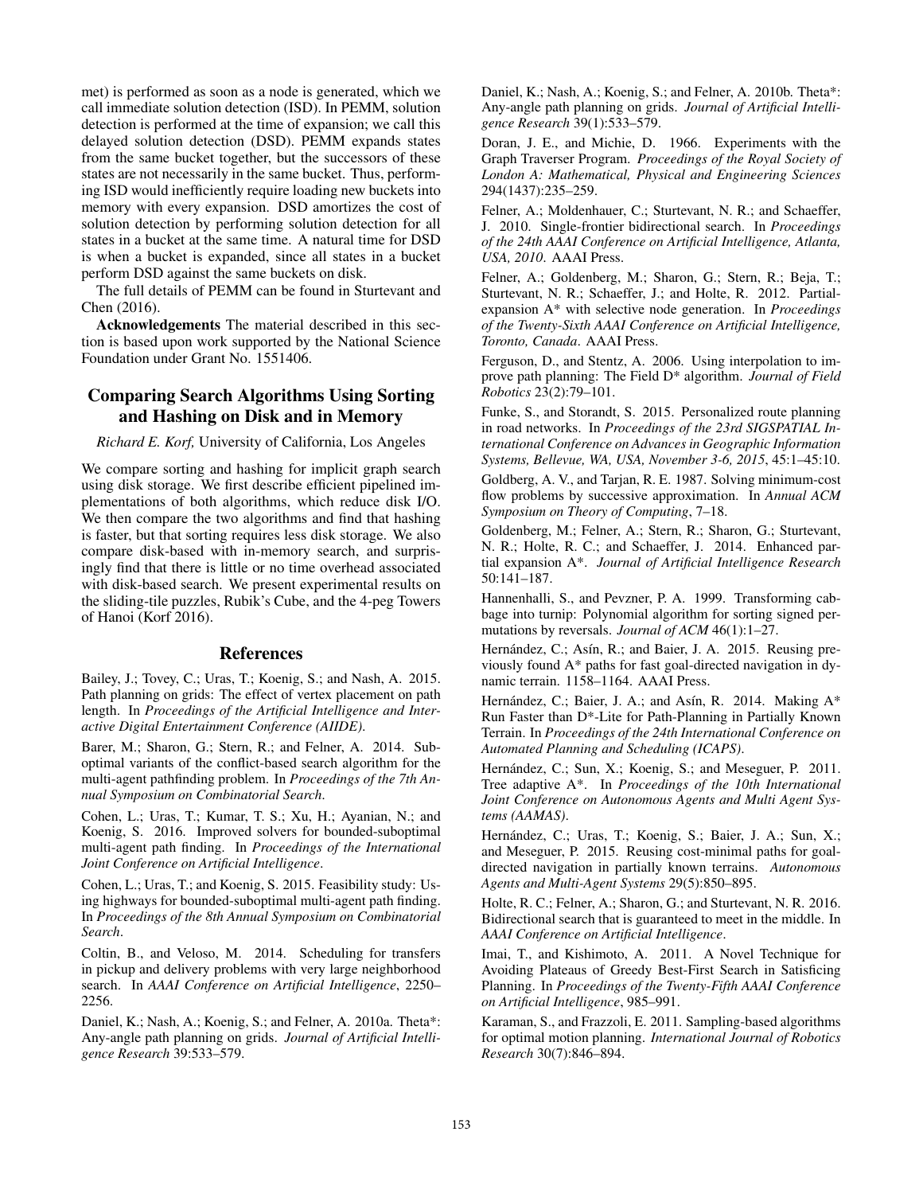met) is performed as soon as a node is generated, which we call immediate solution detection (ISD). In PEMM, solution detection is performed at the time of expansion; we call this delayed solution detection (DSD). PEMM expands states from the same bucket together, but the successors of these states are not necessarily in the same bucket. Thus, performing ISD would inefficiently require loading new buckets into memory with every expansion. DSD amortizes the cost of solution detection by performing solution detection for all states in a bucket at the same time. A natural time for DSD is when a bucket is expanded, since all states in a bucket perform DSD against the same buckets on disk.

The full details of PEMM can be found in Sturtevant and Chen (2016).

**Acknowledgements** The material described in this section is based upon work supported by the National Science Foundation under Grant No. 1551406.

## Comparing Search Algorithms Using Sorting and Hashing on Disk and in Memory

*Richard E. Korf,* University of California, Los Angeles

We compare sorting and hashing for implicit graph search using disk storage. We first describe efficient pipelined implementations of both algorithms, which reduce disk I/O. We then compare the two algorithms and find that hashing is faster, but that sorting requires less disk storage. We also compare disk-based with in-memory search, and surprisingly find that there is little or no time overhead associated with disk-based search. We present experimental results on the sliding-tile puzzles, Rubik's Cube, and the 4-peg Towers of Hanoi (Korf 2016).

## References

Bailey, J.; Tovey, C.; Uras, T.; Koenig, S.; and Nash, A. 2015. Path planning on grids: The effect of vertex placement on path length. In *Proceedings of the Artificial Intelligence and Interactive Digital Entertainment Conference (AIIDE)*.

Barer, M.; Sharon, G.; Stern, R.; and Felner, A. 2014. Suboptimal variants of the conflict-based search algorithm for the multi-agent pathfinding problem. In *Proceedings of the 7th Annual Symposium on Combinatorial Search*.

Cohen, L.; Uras, T.; Kumar, T. S.; Xu, H.; Ayanian, N.; and Koenig, S. 2016. Improved solvers for bounded-suboptimal multi-agent path finding. In *Proceedings of the International Joint Conference on Artificial Intelligence*.

Cohen, L.; Uras, T.; and Koenig, S. 2015. Feasibility study: Using highways for bounded-suboptimal multi-agent path finding. In *Proceedings of the 8th Annual Symposium on Combinatorial Search*.

Coltin, B., and Veloso, M. 2014. Scheduling for transfers in pickup and delivery problems with very large neighborhood search. In *AAAI Conference on Artificial Intelligence*, 2250–2256.

Daniel, K.; Nash, A.; Koenig, S.; and Felner, A. 2010a. Theta*: Any-angle path planning on grids. *Journal of Artificial Intelligence Research* 39:533–579.

Daniel, K.; Nash, A.; Koenig, S.; and Felner, A. 2010b. Theta*: Any-angle path planning on grids. *Journal of Artificial Intelligence Research* 39(1):533–579.

Doran, J. E., and Michie, D. 1966. Experiments with the Graph Traverser Program. *Proceedings of the Royal Society of London A: Mathematical, Physical and Engineering Sciences* 294(1437):235–259.

Felner, A.; Moldenhauer, C.; Sturtevant, N. R.; and Schaeffer, J. 2010. Single-frontier bidirectional search. In *Proceedings of the 24th AAAI Conference on Artificial Intelligence, Atlanta, USA, 2010*. AAAI Press.

Felner, A.; Goldenberg, M.; Sharon, G.; Stern, R.; Beja, T.; Sturtevant, N. R.; Schaeffer, J.; and Holte, R. 2012. Partial-expansion A* with selective node generation. In *Proceedings of the Twenty-Sixth AAAI Conference on Artificial Intelligence, Toronto, Canada*. AAAI Press.

Ferguson, D., and Stentz, A. 2006. Using interpolation to improve path planning: The Field D* algorithm. *Journal of Field Robotics* 23(2):79–101.

Funke, S., and Storandt, S. 2015. Personalized route planning in road networks. In *Proceedings of the 23rd SIGSPATIAL International Conference on Advances in Geographic Information Systems, Bellevue, WA, USA, November 3-6, 2015*, 45:1–45:10.

Goldberg, A. V., and Tarjan, R. E. 1987. Solving minimum-cost flow problems by successive approximation. In *Annual ACM Symposium on Theory of Computing*, 7–18.

Goldenberg, M.; Felner, A.; Stern, R.; Sharon, G.; Sturtevant, N. R.; Holte, R. C.; and Schaeffer, J. 2014. Enhanced partial expansion A*. *Journal of Artificial Intelligence Research* 50:141–187.

Hannenhalli, S., and Pevzner, P. A. 1999. Transforming cabbage into turnip: Polynomial algorithm for sorting signed permutations by reversals. *Journal of ACM* 46(1):1–27.

Hernández, C.; Asín, R.; and Baier, J. A. 2015. Reusing previously found A* paths for fast goal-directed navigation in dynamic terrain. 1158–1164. AAAI Press.

Hernández, C.; Baier, J. A.; and Asín, R. 2014. Making A* Run Faster than D*-Lite for Path-Planning in Partially Known Terrain. In *Proceedings of the 24th International Conference on Automated Planning and Scheduling (ICAPS)*.

Hernández, C.; Sun, X.; Koenig, S.; and Meseguer, P. 2011. Tree adaptive A*. In *Proceedings of the 10th International Joint Conference on Autonomous Agents and Multi Agent Systems (AAMAS)*.

Hernández, C.; Uras, T.; Koenig, S.; Baier, J. A.; Sun, X.; and Meseguer, P. 2015. Reusing cost-minimal paths for goal-directed navigation in partially known terrains. *Autonomous Agents and Multi-Agent Systems* 29(5):850–895.

Holte, R. C.; Felner, A.; Sharon, G.; and Sturtevant, N. R. 2016. Bidirectional search that is guaranteed to meet in the middle. In *AAAI Conference on Artificial Intelligence*.

Imai, T., and Kishimoto, A. 2011. A Novel Technique for Avoiding Plateaus of Greedy Best-First Search in Satisficing Planning. In *Proceedings of the Twenty-Fifth AAAI Conference on Artificial Intelligence*, 985–991.

Karaman, S., and Frazzoli, E. 2011. Sampling-based algorithms for optimal motion planning. *International Journal of Robotics Research* 30(7):846–894.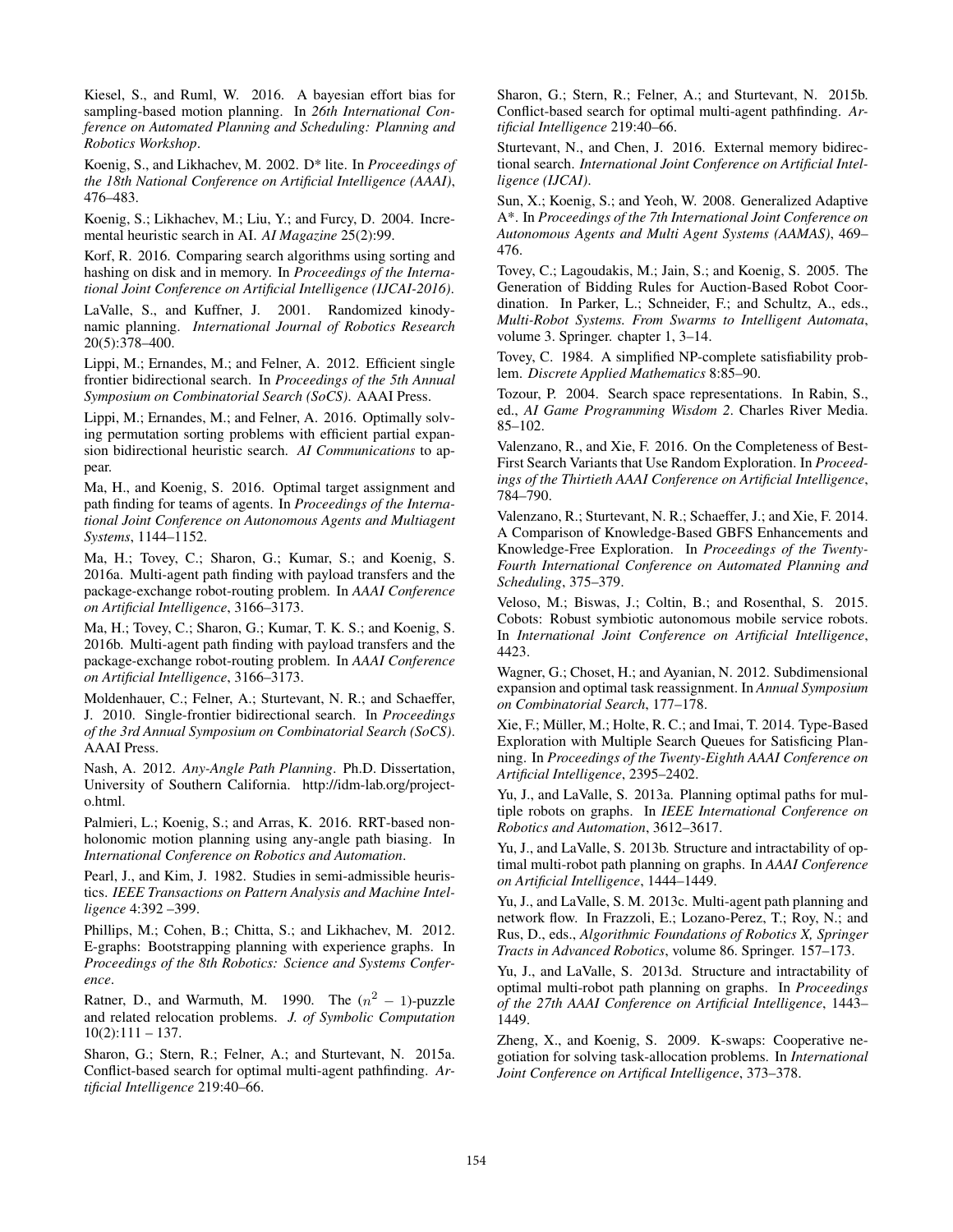Kiesel, S., and Ruml, W. 2016. A bayesian effort bias for sampling-based motion planning. In *26th International Conference on Automated Planning and Scheduling: Planning and Robotics Workshop*.

Koenig, S., and Likhachev, M. 2002. D* lite. In *Proceedings of the 18th National Conference on Artificial Intelligence (AAAI)*, 476–483.

Koenig, S.; Likhachev, M.; Liu, Y.; and Furcy, D. 2004. Incremental heuristic search in AI. *AI Magazine* 25(2):99.

Korf, R. 2016. Comparing search algorithms using sorting and hashing on disk and in memory. In *Proceedings of the International Joint Conference on Artificial Intelligence (IJCAI-2016)*.

LaValle, S., and Kuffner, J. 2001. Randomized kinodynamic planning. *International Journal of Robotics Research* 20(5):378–400.

Lippi, M.; Ernandes, M.; and Felner, A. 2012. Efficient single frontier bidirectional search. In *Proceedings of the 5th Annual Symposium on Combinatorial Search (SoCS)*. AAAI Press.

Lippi, M.; Ernandes, M.; and Felner, A. 2016. Optimally solving permutation sorting problems with efficient partial expansion bidirectional heuristic search. *AI Communications* to appear.

Ma, H., and Koenig, S. 2016. Optimal target assignment and path finding for teams of agents. In *Proceedings of the International Joint Conference on Autonomous Agents and Multiagent Systems*, 1144–1152.

Ma, H.; Tovey, C.; Sharon, G.; Kumar, S.; and Koenig, S. 2016a. Multi-agent path finding with payload transfers and the package-exchange robot-routing problem. In *AAAI Conference on Artificial Intelligence*, 3166–3173.

Ma, H.; Tovey, C.; Sharon, G.; Kumar, T. K. S.; and Koenig, S. 2016b. Multi-agent path finding with payload transfers and the package-exchange robot-routing problem. In *AAAI Conference on Artificial Intelligence*, 3166–3173.

Moldenhauer, C.; Felner, A.; Sturtevant, N. R.; and Schaeffer, J. 2010. Single-frontier bidirectional search. In *Proceedings of the 3rd Annual Symposium on Combinatorial Search (SoCS)*. AAAI Press.

Nash, A. 2012. *Any-Angle Path Planning*. Ph.D. Dissertation, University of Southern California. http://idm-lab.org/project-o.html.

Palmieri, L.; Koenig, S.; and Arras, K. 2016. RRT-based nonholonomic motion planning using any-angle path biasing. In *International Conference on Robotics and Automation*.

Pearl, J., and Kim, J. 1982. Studies in semi-admissible heuristics. *IEEE Transactions on Pattern Analysis and Machine Intelligence* 4:392 –399.

Phillips, M.; Cohen, B.; Chitta, S.; and Likhachev, M. 2012. E-graphs: Bootstrapping planning with experience graphs. In *Proceedings of the 8th Robotics: Science and Systems Conference*.

Ratner, D., and Warmuth, M. 1990. The $(n^2 - 1)$-puzzle and related relocation problems. *J. of Symbolic Computation* 10(2):111 – 137.

Sharon, G.; Stern, R.; Felner, A.; and Sturtevant, N. 2015a. Conflict-based search for optimal multi-agent pathfinding. *Artificial Intelligence* 219:40–66.

Sharon, G.; Stern, R.; Felner, A.; and Sturtevant, N. 2015b. Conflict-based search for optimal multi-agent pathfinding. *Artificial Intelligence* 219:40–66.

Sturtevant, N., and Chen, J. 2016. External memory bidirectional search. *International Joint Conference on Artificial Intelligence (IJCAI)*.

Sun, X.; Koenig, S.; and Yeoh, W. 2008. Generalized Adaptive A*. In *Proceedings of the 7th International Joint Conference on Autonomous Agents and Multi Agent Systems (AAMAS)*, 469–476.

Tovey, C.; Lagoudakis, M.; Jain, S.; and Koenig, S. 2005. The Generation of Bidding Rules for Auction-Based Robot Coordination. In Parker, L.; Schneider, F.; and Schultz, A., eds., *Multi-Robot Systems. From Swarms to Intelligent Automata*, volume 3. Springer. chapter 1, 3–14.

Tovey, C. 1984. A simplified NP-complete satisfiability problem. *Discrete Applied Mathematics* 8:85–90.

Tozour, P. 2004. Search space representations. In Rabin, S., ed., *AI Game Programming Wisdom 2*. Charles River Media. 85–102.

Valenzano, R., and Xie, F. 2016. On the Completeness of Best-First Search Variants that Use Random Exploration. In *Proceedings of the Thirtieth AAAI Conference on Artificial Intelligence*, 784–790.

Valenzano, R.; Sturtevant, N. R.; Schaeffer, J.; and Xie, F. 2014. A Comparison of Knowledge-Based GBFS Enhancements and Knowledge-Free Exploration. In *Proceedings of the Twenty-Fourth International Conference on Automated Planning and Scheduling*, 375–379.

Veloso, M.; Biswas, J.; Coltin, B.; and Rosenthal, S. 2015. Cobots: Robust symbiotic autonomous mobile service robots. In *International Joint Conference on Artificial Intelligence*, 4423.

Wagner, G.; Choset, H.; and Ayanian, N. 2012. Subdimensional expansion and optimal task reassignment. In *Annual Symposium on Combinatorial Search*, 177–178.

Xie, F.; Müller, M.; Holte, R. C.; and Imai, T. 2014. Type-Based Exploration with Multiple Search Queues for Satisficing Planning. In *Proceedings of the Twenty-Eighth AAAI Conference on Artificial Intelligence*, 2395–2402.

Yu, J., and LaValle, S. 2013a. Planning optimal paths for multiple robots on graphs. In *IEEE International Conference on Robotics and Automation*, 3612–3617.

Yu, J., and LaValle, S. 2013b. Structure and intractability of optimal multi-robot path planning on graphs. In *AAAI Conference on Artificial Intelligence*, 1444–1449.

Yu, J., and LaValle, S. M. 2013c. Multi-agent path planning and network flow. In Frazzoli, E.; Lozano-Perez, T.; Roy, N.; and Rus, D., eds., *Algorithmic Foundations of Robotics X, Springer Tracts in Advanced Robotics*, volume 86. Springer. 157–173.

Yu, J., and LaValle, S. 2013d. Structure and intractability of optimal multi-robot path planning on graphs. In *Proceedings of the 27th AAAI Conference on Artificial Intelligence*, 1443–1449.

Zheng, X., and Koenig, S. 2009. K-swaps: Cooperative negotiation for solving task-allocation problems. In *International Joint Conference on Artifical Intelligence*, 373–378.